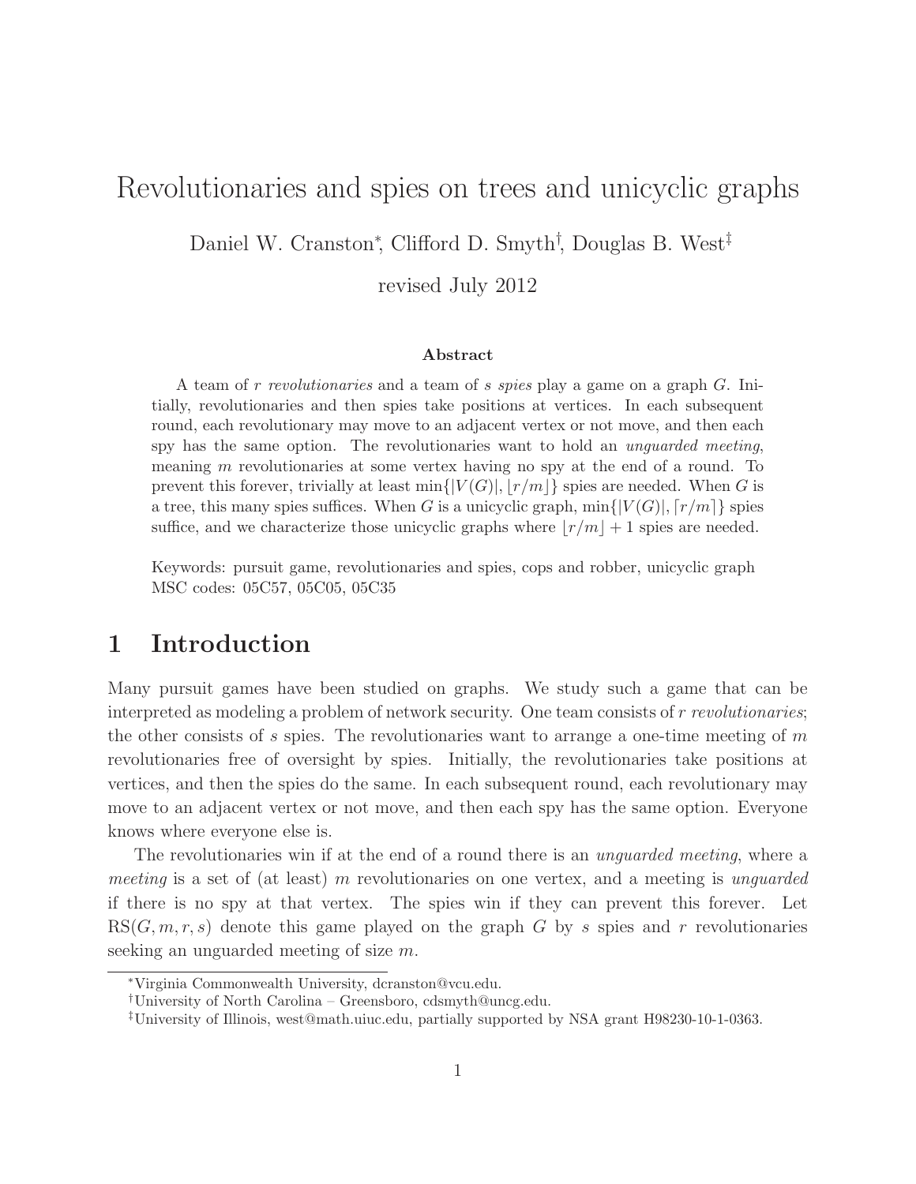# Revolutionaries and spies on trees and unicyclic graphs

Daniel W. Cranston[*], Clifford D. Smyth[†], Douglas B. West[‡]

revised July 2012

### Abstract

A team of $r$ *revolutionaries* and a team of $s$ *spies* play a game on a graph $G$. Initially, revolutionaries and then spies take positions at vertices. In each subsequent round, each revolutionary may move to an adjacent vertex or not move, and then each spy has the same option. The revolutionaries want to hold an *unguarded meeting*, meaning $m$ revolutionaries at some vertex having no spy at the end of a round. To prevent this forever, trivially at least $\min\{|V(G)|, \lfloor r/m \rfloor\}$ spies are needed. When $G$ is a tree, this many spies suffices. When $G$ is a unicyclic graph, $\min\{|V(G)|, \lceil r/m \rceil\}$ spies suffice, and we characterize those unicyclic graphs where $\lfloor r/m \rfloor + 1$ spies are needed.

Keywords: pursuit game, revolutionaries and spies, cops and robber, unicyclic graph
MSC codes: 05C57, 05C05, 05C35

## 1 Introduction

Many pursuit games have been studied on graphs. We study such a game that can be interpreted as modeling a problem of network security. One team consists of $r$ *revolutionaries*; the other consists of $s$ spies. The revolutionaries want to arrange a one-time meeting of $m$ revolutionaries free of oversight by spies. Initially, the revolutionaries take positions at vertices, and then the spies do the same. In each subsequent round, each revolutionary may move to an adjacent vertex or not move, and then each spy has the same option. Everyone knows where everyone else is.

The revolutionaries win if at the end of a round there is an *unguarded meeting*, where a *meeting* is a set of (at least) $m$ revolutionaries on one vertex, and a meeting is *unguarded* if there is no spy at that vertex. The spies win if they can prevent this forever. Let $\mathrm{RS}(G, m, r, s)$ denote this game played on the graph $G$ by $s$ spies and $r$ revolutionaries seeking an unguarded meeting of size $m$.

---

[*] Virginia Commonwealth University, dcranston@vcu.edu.

[†] University of North Carolina – Greensboro, cdsmyth@uncg.edu.

[‡] University of Illinois, west@math.uiuc.edu, partially supported by NSA grant H98230-10-1-0363.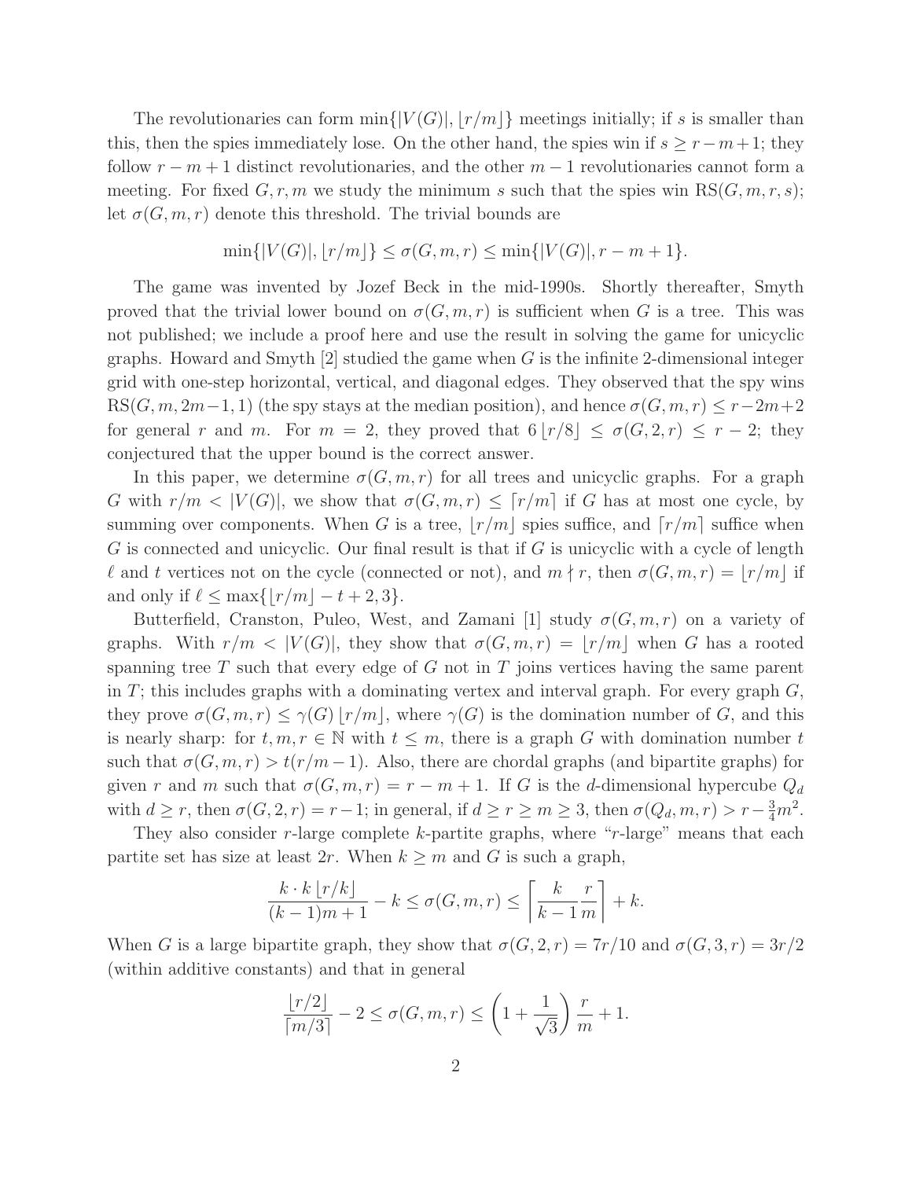The revolutionaries can form $\min\{|V(G)|, \lfloor r/m \rfloor\}$ meetings initially; if $s$ is smaller than this, then the spies immediately lose. On the other hand, the spies win if $s \geq r - m + 1$; they follow $r - m + 1$ distinct revolutionaries, and the other $m - 1$ revolutionaries cannot form a meeting. For fixed $G, r, m$ we study the minimum $s$ such that the spies win $\text{RS}(G, m, r, s)$; let $\sigma(G, m, r)$ denote this threshold. The trivial bounds are

$$\min\{|V(G)|, \lfloor r/m \rfloor\} \leq \sigma(G, m, r) \leq \min\{|V(G)|, r - m + 1\}.$$

The game was invented by Jozef Beck in the mid-1990s. Shortly thereafter, Smyth proved that the trivial lower bound on $\sigma(G, m, r)$ is sufficient when $G$ is a tree. This was not published; we include a proof here and use the result in solving the game for unicyclic graphs. Howard and Smyth [2] studied the game when $G$ is the infinite 2-dimensional integer grid with one-step horizontal, vertical, and diagonal edges. They observed that the spy wins $\text{RS}(G, m, 2m-1, 1)$ (the spy stays at the median position), and hence $\sigma(G, m, r) \leq r - 2m + 2$ for general $r$ and $m$. For $m = 2$, they proved that $6 \lfloor r/8 \rfloor \leq \sigma(G, 2, r) \leq r - 2$; they conjectured that the upper bound is the correct answer.

In this paper, we determine $\sigma(G, m, r)$ for all trees and unicyclic graphs. For a graph $G$ with $r/m < |V(G)|$, we show that $\sigma(G, m, r) \leq \lceil r/m \rceil$ if $G$ has at most one cycle, by summing over components. When $G$ is a tree, $\lfloor r/m \rfloor$ spies suffice, and $\lceil r/m \rceil$ suffice when $G$ is connected and unicyclic. Our final result is that if $G$ is unicyclic with a cycle of length $\ell$ and $t$ vertices not on the cycle (connected or not), and $m \nmid r$, then $\sigma(G, m, r) = \lfloor r/m \rfloor$ if and only if $\ell \leq \max\{\lfloor r/m \rfloor - t + 2, 3\}$.

Butterfield, Cranston, Puleo, West, and Zamani [1] study $\sigma(G, m, r)$ on a variety of graphs. With $r/m < |V(G)|$, they show that $\sigma(G, m, r) = \lfloor r/m \rfloor$ when $G$ has a rooted spanning tree $T$ such that every edge of $G$ not in $T$ joins vertices having the same parent in $T$; this includes graphs with a dominating vertex and interval graph. For every graph $G$, they prove $\sigma(G, m, r) \leq \gamma(G) \lfloor r/m \rfloor$, where $\gamma(G)$ is the domination number of $G$, and this is nearly sharp: for $t, m, r \in \mathbb{N}$ with $t \leq m$, there is a graph $G$ with domination number $t$ such that $\sigma(G, m, r) > t(r/m - 1)$. Also, there are chordal graphs (and bipartite graphs) for given $r$ and $m$ such that $\sigma(G, m, r) = r - m + 1$. If $G$ is the $d$-dimensional hypercube $Q_d$ with $d \geq r$, then $\sigma(G, 2, r) = r - 1$; in general, if $d \geq r \geq m \geq 3$, then $\sigma(Q_d, m, r) > r - \frac{3}{4}m^2$.

They also consider $r$-large complete $k$-partite graphs, where "$r$-large" means that each partite set has size at least $2r$. When $k \geq m$ and $G$ is such a graph,

$$\frac{k \cdot k \lfloor r/k \rfloor}{(k-1)m + 1} - k \leq \sigma(G, m, r) \leq \left\lceil \frac{k}{k-1} \frac{r}{m} \right\rceil + k.$$

When $G$ is a large bipartite graph, they show that $\sigma(G, 2, r) = 7r/10$ and $\sigma(G, 3, r) = 3r/2$ (within additive constants) and that in general

$$\frac{\lfloor r/2 \rfloor}{\lceil m/3 \rceil} - 2 \leq \sigma(G, m, r) \leq \left(1 + \frac{1}{\sqrt{3}}\right) \frac{r}{m} + 1.$$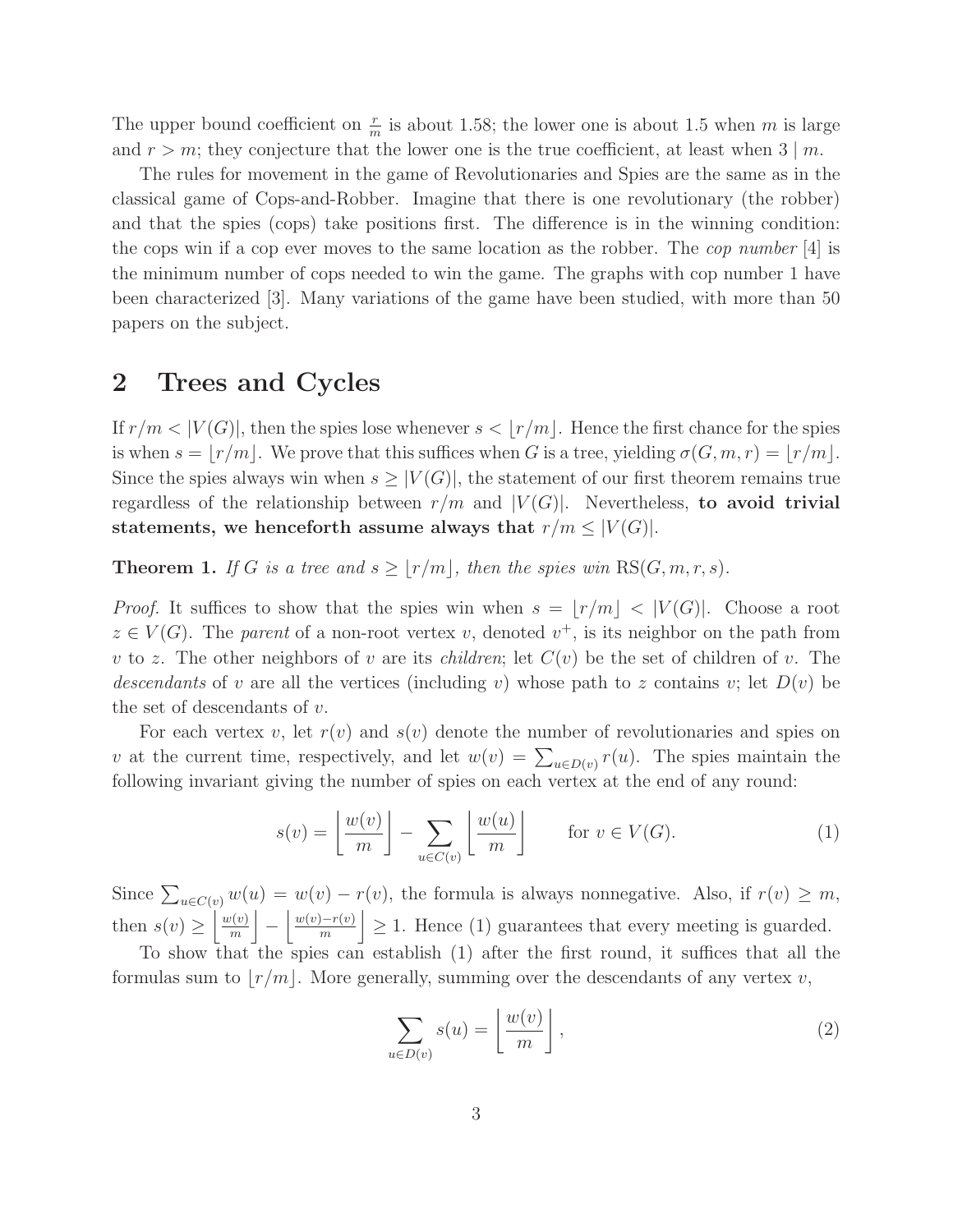The upper bound coefficient on $\frac{r}{m}$ is about 1.58; the lower one is about 1.5 when $m$ is large and $r > m$; they conjecture that the lower one is the true coefficient, at least when $3 \mid m$.

The rules for movement in the game of Revolutionaries and Spies are the same as in the classical game of Cops-and-Robber. Imagine that there is one revolutionary (the robber) and that the spies (cops) take positions first. The difference is in the winning condition: the cops win if a cop ever moves to the same location as the robber. The *cop number* [4] is the minimum number of cops needed to win the game. The graphs with cop number 1 have been characterized [3]. Many variations of the game have been studied, with more than 50 papers on the subject.

## 2 Trees and Cycles

If $r/m < |V(G)|$, then the spies lose whenever $s < \lfloor r/m \rfloor$. Hence the first chance for the spies is when $s = \lfloor r/m \rfloor$. We prove that this suffices when $G$ is a tree, yielding $\sigma(G, m, r) = \lfloor r/m \rfloor$. Since the spies always win when $s \geq |V(G)|$, the statement of our first theorem remains true regardless of the relationship between $r/m$ and $|V(G)|$. Nevertheless, **to avoid trivial statements, we henceforth assume always that** $r/m \leq |V(G)|$.

**Theorem 1.** *If $G$ is a tree and $s \geq \lfloor r/m \rfloor$, then the spies win* $\mathrm{RS}(G, m, r, s)$.

*Proof.* It suffices to show that the spies win when $s = \lfloor r/m \rfloor < |V(G)|$. Choose a root $z \in V(G)$. The *parent* of a non-root vertex $v$, denoted $v^+$, is its neighbor on the path from $v$ to $z$. The other neighbors of $v$ are its *children*; let $C(v)$ be the set of children of $v$. The *descendants* of $v$ are all the vertices (including $v$) whose path to $z$ contains $v$; let $D(v)$ be the set of descendants of $v$.

For each vertex $v$, let $r(v)$ and $s(v)$ denote the number of revolutionaries and spies on $v$ at the current time, respectively, and let $w(v) = \sum_{u \in D(v)} r(u)$. The spies maintain the following invariant giving the number of spies on each vertex at the end of any round:

$$s(v) = \left\lfloor \frac{w(v)}{m} \right\rfloor - \sum_{u \in C(v)} \left\lfloor \frac{w(u)}{m} \right\rfloor \qquad \text{for } v \in V(G). \tag{1}$$

Since $\sum_{u \in C(v)} w(u) = w(v) - r(v)$, the formula is always nonnegative. Also, if $r(v) \geq m$, then $s(v) \geq \left\lfloor \frac{w(v)}{m} \right\rfloor - \left\lfloor \frac{w(v) - r(v)}{m} \right\rfloor \geq 1$. Hence (1) guarantees that every meeting is guarded.

To show that the spies can establish (1) after the first round, it suffices that all the formulas sum to $\lfloor r/m \rfloor$. More generally, summing over the descendants of any vertex $v$,

$$\sum_{u \in D(v)} s(u) = \left\lfloor \frac{w(v)}{m} \right\rfloor, \tag{2}$$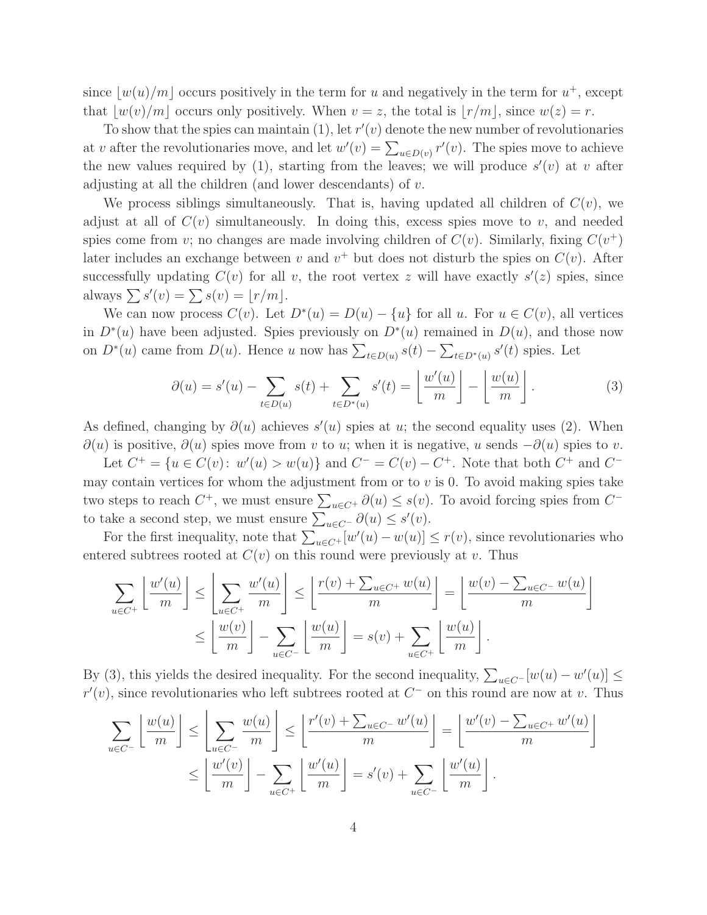since $\lfloor w(u)/m \rfloor$ occurs positively in the term for $u$ and negatively in the term for $u^+$, except that $\lfloor w(v)/m \rfloor$ occurs only positively. When $v = z$, the total is $\lfloor r/m \rfloor$, since $w(z) = r$.

To show that the spies can maintain (1), let $r'(v)$ denote the new number of revolutionaries at $v$ after the revolutionaries move, and let $w'(v) = \sum_{u \in D(v)} r'(v)$. The spies move to achieve the new values required by (1), starting from the leaves; we will produce $s'(v)$ at $v$ after adjusting at all the children (and lower descendants) of $v$.

We process siblings simultaneously. That is, having updated all children of $C(v)$, we adjust at all of $C(v)$ simultaneously. In doing this, excess spies move to $v$, and needed spies come from $v$; no changes are made involving children of $C(v)$. Similarly, fixing $C(v^+)$ later includes an exchange between $v$ and $v^+$ but does not disturb the spies on $C(v)$. After successfully updating $C(v)$ for all $v$, the root vertex $z$ will have exactly $s'(z)$ spies, since always $\sum s'(v) = \sum s(v) = \lfloor r/m \rfloor$.

We can now process $C(v)$. Let $D^*(u) = D(u) - \{u\}$ for all $u$. For $u \in C(v)$, all vertices in $D^*(u)$ have been adjusted. Spies previously on $D^*(u)$ remained in $D(u)$, and those now on $D^*(u)$ came from $D(u)$. Hence $u$ now has $\sum_{t \in D(u)} s(t) - \sum_{t \in D^*(u)} s'(t)$ spies. Let

$$\partial(u) = s'(u) - \sum_{t \in D(u)} s(t) + \sum_{t \in D^*(u)} s'(t) = \left\lfloor \frac{w'(u)}{m} \right\rfloor - \left\lfloor \frac{w(u)}{m} \right\rfloor. \tag{3}$$

As defined, changing by $\partial(u)$ achieves $s'(u)$ spies at $u$; the second equality uses (2). When $\partial(u)$ is positive, $\partial(u)$ spies move from $v$ to $u$; when it is negative, $u$ sends $-\partial(u)$ spies to $v$.

Let $C^+ = \{u \in C(v)\colon\ w'(u) > w(u)\}$ and $C^- = C(v) - C^+$. Note that both $C^+$ and $C^-$ may contain vertices for whom the adjustment from or to $v$ is 0. To avoid making spies take two steps to reach $C^+$, we must ensure $\sum_{u \in C^+} \partial(u) \le s(v)$. To avoid forcing spies from $C^-$ to take a second step, we must ensure $\sum_{u \in C^-} \partial(u) \le s'(v)$.

For the first inequality, note that $\sum_{u \in C^+} [w'(u) - w(u)] \le r(v)$, since revolutionaries who entered subtrees rooted at $C(v)$ on this round were previously at $v$. Thus

$$\begin{aligned}
\sum_{u \in C^+} \left\lfloor \frac{w'(u)}{m} \right\rfloor \le \left\lfloor \sum_{u \in C^+} \frac{w'(u)}{m} \right\rfloor &\le \left\lfloor \frac{r(v) + \sum_{u \in C^+} w(u)}{m} \right\rfloor = \left\lfloor \frac{w(v) - \sum_{u \in C^-} w(u)}{m} \right\rfloor \\
&\le \left\lfloor \frac{w(v)}{m} \right\rfloor - \sum_{u \in C^-} \left\lfloor \frac{w(u)}{m} \right\rfloor = s(v) + \sum_{u \in C^+} \left\lfloor \frac{w(u)}{m} \right\rfloor.
\end{aligned}$$

By (3), this yields the desired inequality. For the second inequality, $\sum_{u \in C^-} [w(u) - w'(u)] \le r'(v)$, since revolutionaries who left subtrees rooted at $C^-$ on this round are now at $v$. Thus

$$\begin{aligned}
\sum_{u \in C^-} \left\lfloor \frac{w(u)}{m} \right\rfloor \le \left\lfloor \sum_{u \in C^-} \frac{w(u)}{m} \right\rfloor &\le \left\lfloor \frac{r'(v) + \sum_{u \in C^-} w'(u)}{m} \right\rfloor = \left\lfloor \frac{w'(v) - \sum_{u \in C^+} w'(u)}{m} \right\rfloor \\
&\le \left\lfloor \frac{w'(v)}{m} \right\rfloor - \sum_{u \in C^+} \left\lfloor \frac{w'(u)}{m} \right\rfloor = s'(v) + \sum_{u \in C^-} \left\lfloor \frac{w'(u)}{m} \right\rfloor.
\end{aligned}$$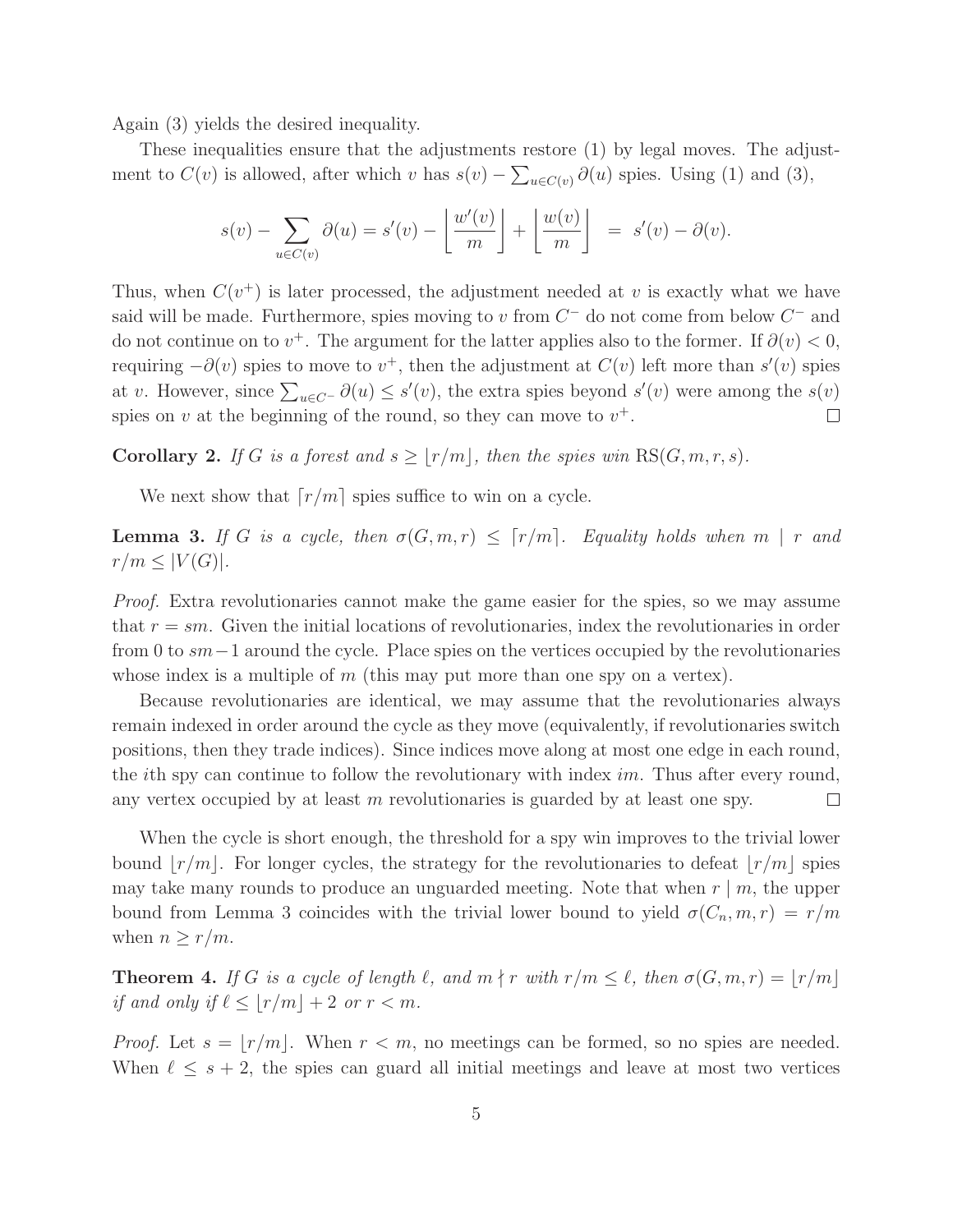Again (3) yields the desired inequality.

These inequalities ensure that the adjustments restore (1) by legal moves. The adjustment to $C(v)$ is allowed, after which $v$ has $s(v) - \sum_{u \in C(v)} \partial(u)$ spies. Using (1) and (3),

$$s(v) - \sum_{u \in C(v)} \partial(u) = s'(v) - \left\lfloor \frac{w'(v)}{m} \right\rfloor + \left\lfloor \frac{w(v)}{m} \right\rfloor \ = \ s'(v) - \partial(v).$$

Thus, when $C(v^+)$ is later processed, the adjustment needed at $v$ is exactly what we have said will be made. Furthermore, spies moving to $v$ from $C^-$ do not come from below $C^-$ and do not continue on to $v^+$. The argument for the latter applies also to the former. If $\partial(v) < 0$, requiring $-\partial(v)$ spies to move to $v^+$, then the adjustment at $C(v)$ left more than $s'(v)$ spies at $v$. However, since $\sum_{u \in C^-} \partial(u) \le s'(v)$, the extra spies beyond $s'(v)$ were among the $s(v)$ spies on $v$ at the beginning of the round, so they can move to $v^+$. $\square$

**Corollary 2.** *If $G$ is a forest and $s \ge \lfloor r/m \rfloor$, then the spies win $\mathrm{RS}(G, m, r, s)$.*

We next show that $\lceil r/m \rceil$ spies suffice to win on a cycle.

**Lemma 3.** *If $G$ is a cycle, then $\sigma(G, m, r) \le \lceil r/m \rceil$. Equality holds when $m \mid r$ and $r/m \le |V(G)|$.*

*Proof.* Extra revolutionaries cannot make the game easier for the spies, so we may assume that $r = sm$. Given the initial locations of revolutionaries, index the revolutionaries in order from 0 to $sm-1$ around the cycle. Place spies on the vertices occupied by the revolutionaries whose index is a multiple of $m$ (this may put more than one spy on a vertex).

Because revolutionaries are identical, we may assume that the revolutionaries always remain indexed in order around the cycle as they move (equivalently, if revolutionaries switch positions, then they trade indices). Since indices move along at most one edge in each round, the $i$th spy can continue to follow the revolutionary with index $im$. Thus after every round, any vertex occupied by at least $m$ revolutionaries is guarded by at least one spy. $\square$

When the cycle is short enough, the threshold for a spy win improves to the trivial lower bound $\lfloor r/m \rfloor$. For longer cycles, the strategy for the revolutionaries to defeat $\lfloor r/m \rfloor$ spies may take many rounds to produce an unguarded meeting. Note that when $r \mid m$, the upper bound from Lemma 3 coincides with the trivial lower bound to yield $\sigma(C_n, m, r) = r/m$ when $n \ge r/m$.

**Theorem 4.** *If $G$ is a cycle of length $\ell$, and $m \nmid r$ with $r/m \le \ell$, then $\sigma(G, m, r) = \lfloor r/m \rfloor$ if and only if $\ell \le \lfloor r/m \rfloor + 2$ or $r < m$.*

*Proof.* Let $s = \lfloor r/m \rfloor$. When $r < m$, no meetings can be formed, so no spies are needed. When $\ell \le s + 2$, the spies can guard all initial meetings and leave at most two vertices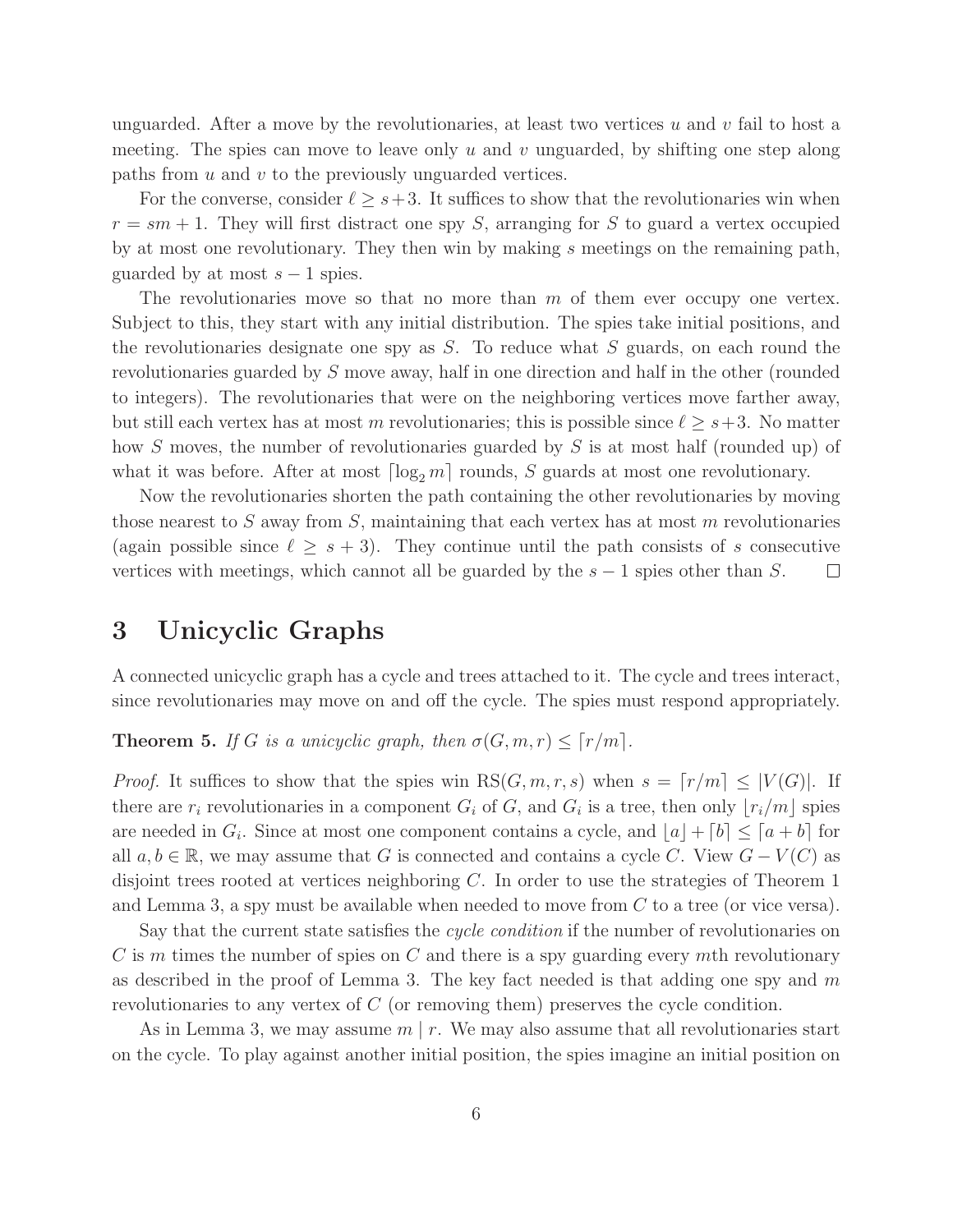unguarded. After a move by the revolutionaries, at least two vertices $u$ and $v$ fail to host a meeting. The spies can move to leave only $u$ and $v$ unguarded, by shifting one step along paths from $u$ and $v$ to the previously unguarded vertices.

For the converse, consider $\ell \ge s+3$. It suffices to show that the revolutionaries win when $r = sm+1$. They will first distract one spy $S$, arranging for $S$ to guard a vertex occupied by at most one revolutionary. They then win by making $s$ meetings on the remaining path, guarded by at most $s-1$ spies.

The revolutionaries move so that no more than $m$ of them ever occupy one vertex. Subject to this, they start with any initial distribution. The spies take initial positions, and the revolutionaries designate one spy as $S$. To reduce what $S$ guards, on each round the revolutionaries guarded by $S$ move away, half in one direction and half in the other (rounded to integers). The revolutionaries that were on the neighboring vertices move farther away, but still each vertex has at most $m$ revolutionaries; this is possible since $\ell \ge s+3$. No matter how $S$ moves, the number of revolutionaries guarded by $S$ is at most half (rounded up) of what it was before. After at most $\lceil \log_2 m \rceil$ rounds, $S$ guards at most one revolutionary.

Now the revolutionaries shorten the path containing the other revolutionaries by moving those nearest to $S$ away from $S$, maintaining that each vertex has at most $m$ revolutionaries (again possible since $\ell \ge s+3$). They continue until the path consists of $s$ consecutive vertices with meetings, which cannot all be guarded by the $s-1$ spies other than $S$. $\square$

# 3 Unicyclic Graphs

A connected unicyclic graph has a cycle and trees attached to it. The cycle and trees interact, since revolutionaries may move on and off the cycle. The spies must respond appropriately.

**Theorem 5.** *If $G$ is a unicyclic graph, then $\sigma(G,m,r) \le \lceil r/m \rceil$.*

*Proof.* It suffices to show that the spies win $\mathrm{RS}(G,m,r,s)$ when $s = \lceil r/m \rceil \le |V(G)|$. If there are $r_i$ revolutionaries in a component $G_i$ of $G$, and $G_i$ is a tree, then only $\lfloor r_i/m \rfloor$ spies are needed in $G_i$. Since at most one component contains a cycle, and $\lfloor a \rfloor + \lceil b \rceil \le \lceil a+b \rceil$ for all $a, b \in \mathbb{R}$, we may assume that $G$ is connected and contains a cycle $C$. View $G - V(C)$ as disjoint trees rooted at vertices neighboring $C$. In order to use the strategies of Theorem 1 and Lemma 3, a spy must be available when needed to move from $C$ to a tree (or vice versa).

Say that the current state satisfies the *cycle condition* if the number of revolutionaries on $C$ is $m$ times the number of spies on $C$ and there is a spy guarding every $m$th revolutionary as described in the proof of Lemma 3. The key fact needed is that adding one spy and $m$ revolutionaries to any vertex of $C$ (or removing them) preserves the cycle condition.

As in Lemma 3, we may assume $m \mid r$. We may also assume that all revolutionaries start on the cycle. To play against another initial position, the spies imagine an initial position on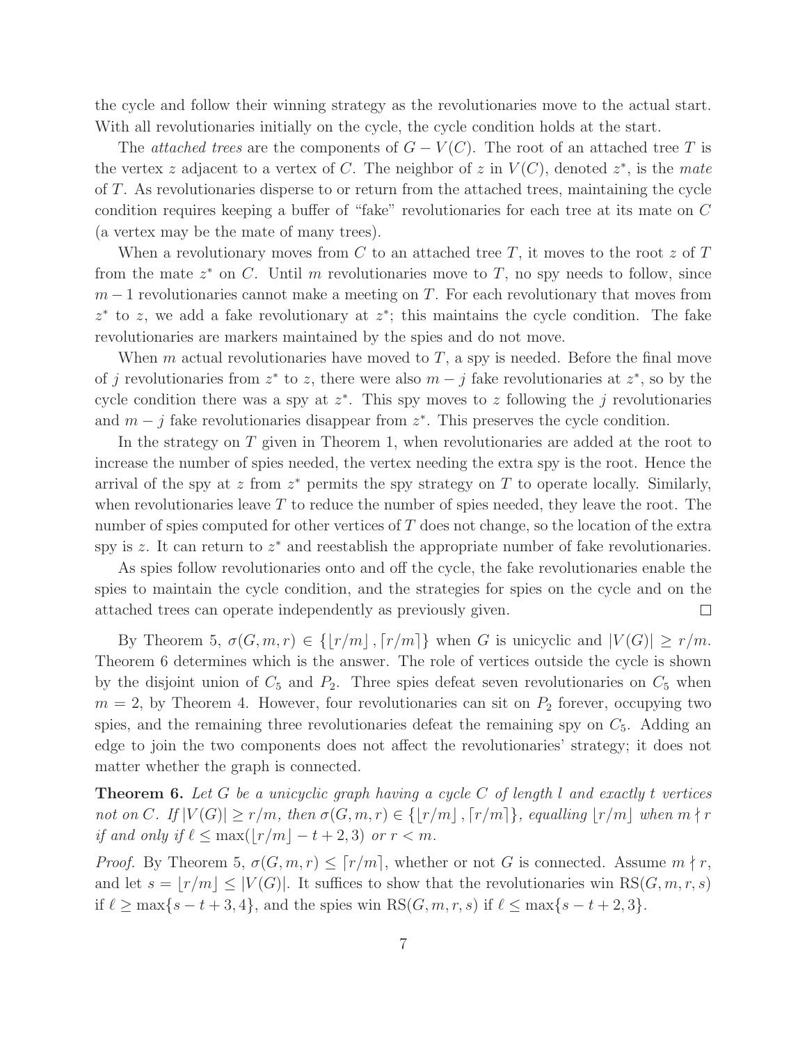the cycle and follow their winning strategy as the revolutionaries move to the actual start. With all revolutionaries initially on the cycle, the cycle condition holds at the start.

The *attached trees* are the components of $G - V(C)$. The root of an attached tree $T$ is the vertex $z$ adjacent to a vertex of $C$. The neighbor of $z$ in $V(C)$, denoted $z^*$, is the *mate* of $T$. As revolutionaries disperse to or return from the attached trees, maintaining the cycle condition requires keeping a buffer of "fake" revolutionaries for each tree at its mate on $C$ (a vertex may be the mate of many trees).

When a revolutionary moves from $C$ to an attached tree $T$, it moves to the root $z$ of $T$ from the mate $z^*$ on $C$. Until $m$ revolutionaries move to $T$, no spy needs to follow, since $m-1$ revolutionaries cannot make a meeting on $T$. For each revolutionary that moves from $z^*$ to $z$, we add a fake revolutionary at $z^*$; this maintains the cycle condition. The fake revolutionaries are markers maintained by the spies and do not move.

When $m$ actual revolutionaries have moved to $T$, a spy is needed. Before the final move of $j$ revolutionaries from $z^*$ to $z$, there were also $m-j$ fake revolutionaries at $z^*$, so by the cycle condition there was a spy at $z^*$. This spy moves to $z$ following the $j$ revolutionaries and $m-j$ fake revolutionaries disappear from $z^*$. This preserves the cycle condition.

In the strategy on $T$ given in Theorem 1, when revolutionaries are added at the root to increase the number of spies needed, the vertex needing the extra spy is the root. Hence the arrival of the spy at $z$ from $z^*$ permits the spy strategy on $T$ to operate locally. Similarly, when revolutionaries leave $T$ to reduce the number of spies needed, they leave the root. The number of spies computed for other vertices of $T$ does not change, so the location of the extra spy is $z$. It can return to $z^*$ and reestablish the appropriate number of fake revolutionaries.

As spies follow revolutionaries onto and off the cycle, the fake revolutionaries enable the spies to maintain the cycle condition, and the strategies for spies on the cycle and on the attached trees can operate independently as previously given. □

By Theorem 5, $\sigma(G, m, r) \in \{\lfloor r/m \rfloor, \lceil r/m \rceil\}$ when $G$ is unicyclic and $|V(G)| \geq r/m$. Theorem 6 determines which is the answer. The role of vertices outside the cycle is shown by the disjoint union of $C_5$ and $P_2$. Three spies defeat seven revolutionaries on $C_5$ when $m = 2$, by Theorem 4. However, four revolutionaries can sit on $P_2$ forever, occupying two spies, and the remaining three revolutionaries defeat the remaining spy on $C_5$. Adding an edge to join the two components does not affect the revolutionaries' strategy; it does not matter whether the graph is connected.

**Theorem 6.** *Let $G$ be a unicyclic graph having a cycle $C$ of length $l$ and exactly $t$ vertices not on $C$. If $|V(G)| \geq r/m$, then $\sigma(G, m, r) \in \{\lfloor r/m \rfloor, \lceil r/m \rceil\}$, equalling $\lfloor r/m \rfloor$ when $m \nmid r$ if and only if $\ell \leq \max(\lfloor r/m \rfloor - t + 2, 3)$ or $r < m$.*

*Proof.* By Theorem 5, $\sigma(G, m, r) \leq \lceil r/m \rceil$, whether or not $G$ is connected. Assume $m \nmid r$, and let $s = \lfloor r/m \rfloor \leq |V(G)|$. It suffices to show that the revolutionaries win $\mathrm{RS}(G, m, r, s)$ if $\ell \geq \max\{s - t + 3, 4\}$, and the spies win $\mathrm{RS}(G, m, r, s)$ if $\ell \leq \max\{s - t + 2, 3\}$.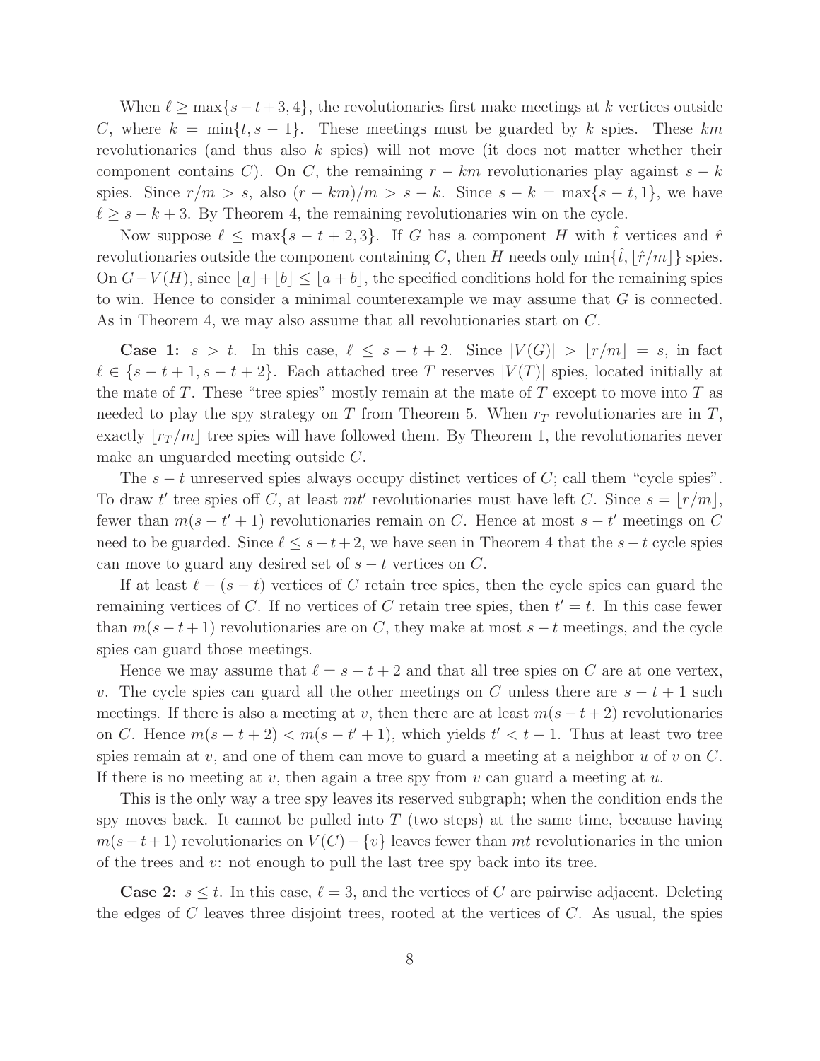When $\ell \geq \max\{s-t+3, 4\}$, the revolutionaries first make meetings at $k$ vertices outside $C$, where $k = \min\{t, s-1\}$. These meetings must be guarded by $k$ spies. These $km$ revolutionaries (and thus also $k$ spies) will not move (it does not matter whether their component contains $C$). On $C$, the remaining $r - km$ revolutionaries play against $s - k$ spies. Since $r/m > s$, also $(r - km)/m > s - k$. Since $s - k = \max\{s-t, 1\}$, we have $\ell \geq s - k + 3$. By Theorem 4, the remaining revolutionaries win on the cycle.

Now suppose $\ell \leq \max\{s-t+2, 3\}$. If $G$ has a component $H$ with $\hat{t}$ vertices and $\hat{r}$ revolutionaries outside the component containing $C$, then $H$ needs only $\min\{\hat{t}, \lfloor \hat{r}/m \rfloor\}$ spies. On $G - V(H)$, since $\lfloor a \rfloor + \lfloor b \rfloor \leq \lfloor a + b \rfloor$, the specified conditions hold for the remaining spies to win. Hence to consider a minimal counterexample we may assume that $G$ is connected. As in Theorem 4, we may also assume that all revolutionaries start on $C$.

**Case 1:** $s > t$. In this case, $\ell \leq s - t + 2$. Since $|V(G)| > \lfloor r/m \rfloor = s$, in fact $\ell \in \{s-t+1, s-t+2\}$. Each attached tree $T$ reserves $|V(T)|$ spies, located initially at the mate of $T$. These "tree spies" mostly remain at the mate of $T$ except to move into $T$ as needed to play the spy strategy on $T$ from Theorem 5. When $r_T$ revolutionaries are in $T$, exactly $\lfloor r_T/m \rfloor$ tree spies will have followed them. By Theorem 1, the revolutionaries never make an unguarded meeting outside $C$.

The $s - t$ unreserved spies always occupy distinct vertices of $C$; call them "cycle spies". To draw $t'$ tree spies off $C$, at least $mt'$ revolutionaries must have left $C$. Since $s = \lfloor r/m \rfloor$, fewer than $m(s - t' + 1)$ revolutionaries remain on $C$. Hence at most $s - t'$ meetings on $C$ need to be guarded. Since $\ell \leq s - t + 2$, we have seen in Theorem 4 that the $s - t$ cycle spies can move to guard any desired set of $s - t$ vertices on $C$.

If at least $\ell - (s - t)$ vertices of $C$ retain tree spies, then the cycle spies can guard the remaining vertices of $C$. If no vertices of $C$ retain tree spies, then $t' = t$. In this case fewer than $m(s - t + 1)$ revolutionaries are on $C$, they make at most $s - t$ meetings, and the cycle spies can guard those meetings.

Hence we may assume that $\ell = s - t + 2$ and that all tree spies on $C$ are at one vertex, $v$. The cycle spies can guard all the other meetings on $C$ unless there are $s - t + 1$ such meetings. If there is also a meeting at $v$, then there are at least $m(s - t + 2)$ revolutionaries on $C$. Hence $m(s - t + 2) < m(s - t' + 1)$, which yields $t' < t - 1$. Thus at least two tree spies remain at $v$, and one of them can move to guard a meeting at a neighbor $u$ of $v$ on $C$. If there is no meeting at $v$, then again a tree spy from $v$ can guard a meeting at $u$.

This is the only way a tree spy leaves its reserved subgraph; when the condition ends the spy moves back. It cannot be pulled into $T$ (two steps) at the same time, because having $m(s - t + 1)$ revolutionaries on $V(C) - \{v\}$ leaves fewer than $mt$ revolutionaries in the union of the trees and $v$: not enough to pull the last tree spy back into its tree.

**Case 2:** $s \leq t$. In this case, $\ell = 3$, and the vertices of $C$ are pairwise adjacent. Deleting the edges of $C$ leaves three disjoint trees, rooted at the vertices of $C$. As usual, the spies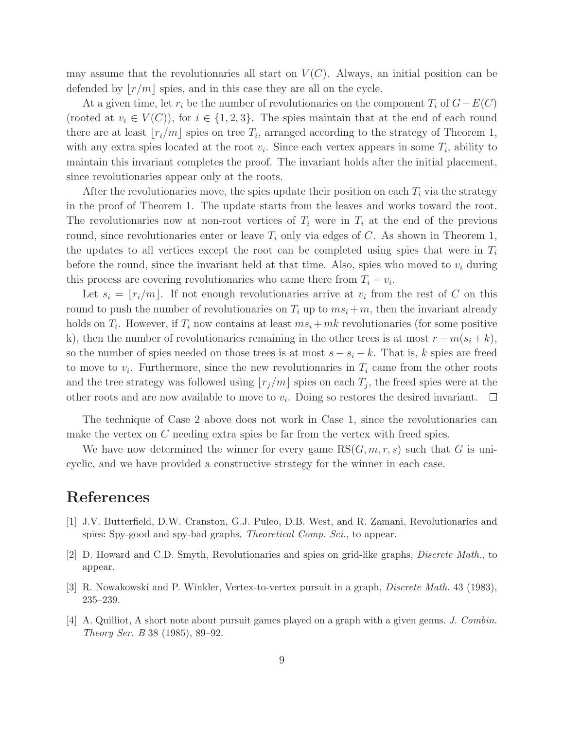may assume that the revolutionaries all start on $V(C)$. Always, an initial position can be defended by $\lfloor r/m \rfloor$ spies, and in this case they are all on the cycle.

At a given time, let $r_i$ be the number of revolutionaries on the component $T_i$ of $G - E(C)$ (rooted at $v_i \in V(C)$), for $i \in \{1, 2, 3\}$. The spies maintain that at the end of each round there are at least $\lfloor r_i/m \rfloor$ spies on tree $T_i$, arranged according to the strategy of Theorem 1, with any extra spies located at the root $v_i$. Since each vertex appears in some $T_i$, ability to maintain this invariant completes the proof. The invariant holds after the initial placement, since revolutionaries appear only at the roots.

After the revolutionaries move, the spies update their position on each $T_i$ via the strategy in the proof of Theorem 1. The update starts from the leaves and works toward the root. The revolutionaries now at non-root vertices of $T_i$ were in $T_i$ at the end of the previous round, since revolutionaries enter or leave $T_i$ only via edges of $C$. As shown in Theorem 1, the updates to all vertices except the root can be completed using spies that were in $T_i$ before the round, since the invariant held at that time. Also, spies who moved to $v_i$ during this process are covering revolutionaries who came there from $T_i - v_i$.

Let $s_i = \lfloor r_i/m \rfloor$. If not enough revolutionaries arrive at $v_i$ from the rest of $C$ on this round to push the number of revolutionaries on $T_i$ up to $ms_i + m$, then the invariant already holds on $T_i$. However, if $T_i$ now contains at least $ms_i + mk$ revolutionaries (for some positive k), then the number of revolutionaries remaining in the other trees is at most $r - m(s_i + k)$, so the number of spies needed on those trees is at most $s - s_i - k$. That is, $k$ spies are freed to move to $v_i$. Furthermore, since the new revolutionaries in $T_i$ came from the other roots and the tree strategy was followed using $\lfloor r_j/m \rfloor$ spies on each $T_j$, the freed spies were at the other roots and are now available to move to $v_i$. Doing so restores the desired invariant. □

The technique of Case 2 above does not work in Case 1, since the revolutionaries can make the vertex on $C$ needing extra spies be far from the vertex with freed spies.

We have now determined the winner for every game $\mathrm{RS}(G, m, r, s)$ such that $G$ is unicyclic, and we have provided a constructive strategy for the winner in each case.

# References

[1] J.V. Butterfield, D.W. Cranston, G.J. Puleo, D.B. West, and R. Zamani, Revolutionaries and spies: Spy-good and spy-bad graphs, *Theoretical Comp. Sci.*, to appear.

[2] D. Howard and C.D. Smyth, Revolutionaries and spies on grid-like graphs, *Discrete Math.*, to appear.

[3] R. Nowakowski and P. Winkler, Vertex-to-vertex pursuit in a graph, *Discrete Math.* 43 (1983), 235–239.

[4] A. Quilliot, A short note about pursuit games played on a graph with a given genus. *J. Combin. Theory Ser. B* 38 (1985), 89–92.